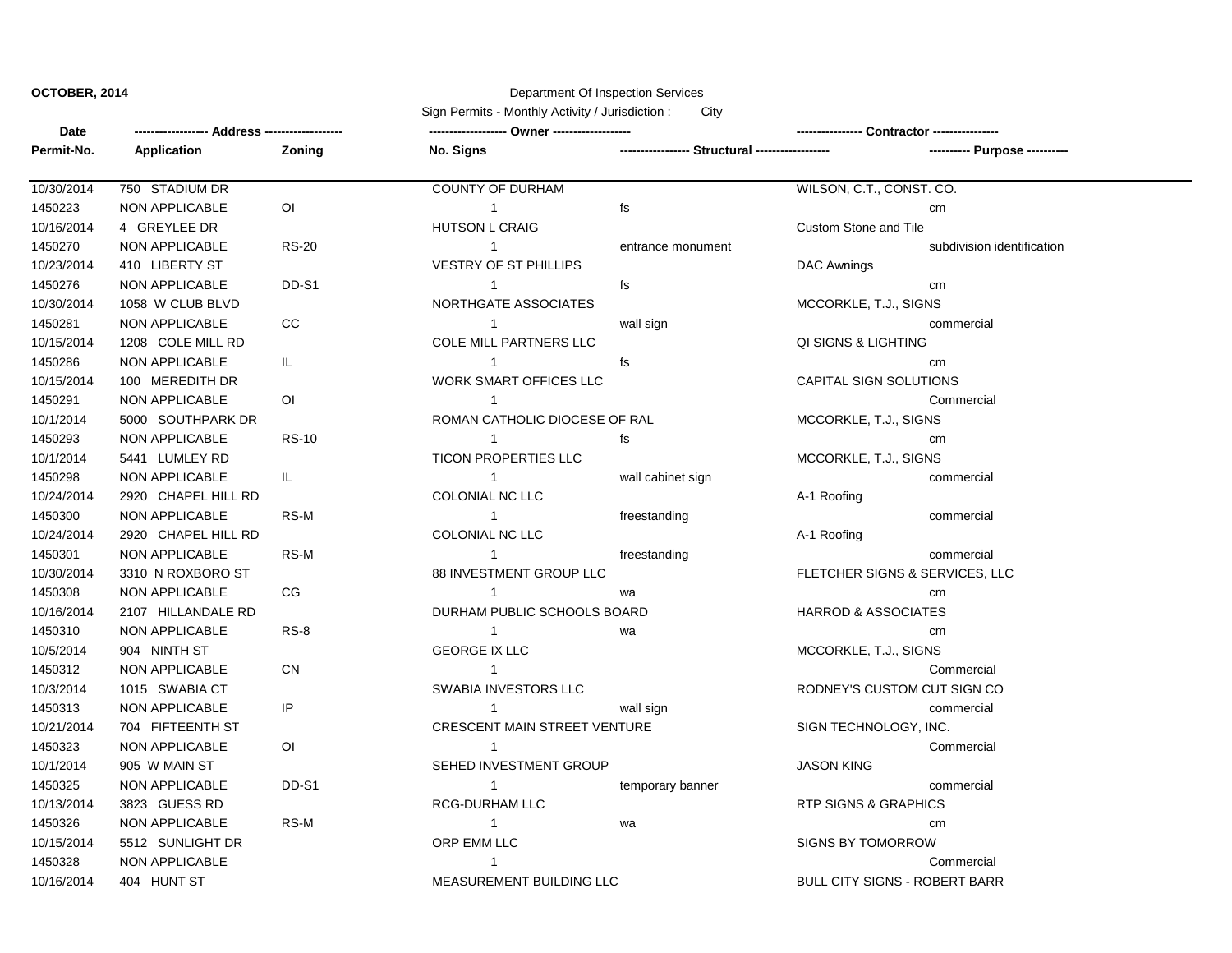**OCTOBER, 2014**

Department Of Inspection Services

Sign Permits - Monthly Activity / Jurisdiction : City

| Date | ------------------ Address ------------------- | | ------------------- Owner ------------------- | | --------------- Contractor --------------- | |
|---|---|---|---|---|---|---|
| Permit-No. | Application | Zoning | No. Signs | ----------------- Structural ----------------- | | ---------- Purpose ---------- |
| 10/30/2014 | 750 STADIUM DR | | COUNTY OF DURHAM | | WILSON, C.T., CONST. CO. | |
| 1450223 | NON APPLICABLE | OI | 1 | fs | | cm |
| 10/16/2014 | 4 GREYLEE DR | | HUTSON L CRAIG | | Custom Stone and Tile | |
| 1450270 | NON APPLICABLE | RS-20 | 1 | entrance monument | | subdivision identification |
| 10/23/2014 | 410 LIBERTY ST | | VESTRY OF ST PHILLIPS | | DAC Awnings | |
| 1450276 | NON APPLICABLE | DD-S1 | 1 | fs | | cm |
| 10/30/2014 | 1058 W CLUB BLVD | | NORTHGATE ASSOCIATES | | MCCORKLE, T.J., SIGNS | |
| 1450281 | NON APPLICABLE | CC | 1 | wall sign | | commercial |
| 10/15/2014 | 1208 COLE MILL RD | | COLE MILL PARTNERS LLC | | QI SIGNS & LIGHTING | |
| 1450286 | NON APPLICABLE | IL | 1 | fs | | cm |
| 10/15/2014 | 100 MEREDITH DR | | WORK SMART OFFICES LLC | | CAPITAL SIGN SOLUTIONS | |
| 1450291 | NON APPLICABLE | OI | 1 | | | Commercial |
| 10/1/2014 | 5000 SOUTHPARK DR | | ROMAN CATHOLIC DIOCESE OF RAL | | MCCORKLE, T.J., SIGNS | |
| 1450293 | NON APPLICABLE | RS-10 | 1 | fs | | cm |
| 10/1/2014 | 5441 LUMLEY RD | | TICON PROPERTIES LLC | | MCCORKLE, T.J., SIGNS | |
| 1450298 | NON APPLICABLE | IL | 1 | wall cabinet sign | | commercial |
| 10/24/2014 | 2920 CHAPEL HILL RD | | COLONIAL NC LLC | | A-1 Roofing | |
| 1450300 | NON APPLICABLE | RS-M | 1 | freestanding | | commercial |
| 10/24/2014 | 2920 CHAPEL HILL RD | | COLONIAL NC LLC | | A-1 Roofing | |
| 1450301 | NON APPLICABLE | RS-M | 1 | freestanding | | commercial |
| 10/30/2014 | 3310 N ROXBORO ST | | 88 INVESTMENT GROUP LLC | | FLETCHER SIGNS & SERVICES, LLC | |
| 1450308 | NON APPLICABLE | CG | 1 | wa | | cm |
| 10/16/2014 | 2107 HILLANDALE RD | | DURHAM PUBLIC SCHOOLS BOARD | | HARROD & ASSOCIATES | |
| 1450310 | NON APPLICABLE | RS-8 | 1 | wa | | cm |
| 10/5/2014 | 904 NINTH ST | | GEORGE IX LLC | | MCCORKLE, T.J., SIGNS | |
| 1450312 | NON APPLICABLE | CN | 1 | | | Commercial |
| 10/3/2014 | 1015 SWABIA CT | | SWABIA INVESTORS LLC | | RODNEY'S CUSTOM CUT SIGN CO | |
| 1450313 | NON APPLICABLE | IP | 1 | wall sign | | commercial |
| 10/21/2014 | 704 FIFTEENTH ST | | CRESCENT MAIN STREET VENTURE | | SIGN TECHNOLOGY, INC. | |
| 1450323 | NON APPLICABLE | OI | 1 | | | Commercial |
| 10/1/2014 | 905 W MAIN ST | | SEHED INVESTMENT GROUP | | JASON KING | |
| 1450325 | NON APPLICABLE | DD-S1 | 1 | temporary banner | | commercial |
| 10/13/2014 | 3823 GUESS RD | | RCG-DURHAM LLC | | RTP SIGNS & GRAPHICS | |
| 1450326 | NON APPLICABLE | RS-M | 1 | wa | | cm |
| 10/15/2014 | 5512 SUNLIGHT DR | | ORP EMM LLC | | SIGNS BY TOMORROW | |
| 1450328 | NON APPLICABLE | | 1 | | | Commercial |
| 10/16/2014 | 404 HUNT ST | | MEASUREMENT BUILDING LLC | | BULL CITY SIGNS - ROBERT BARR | |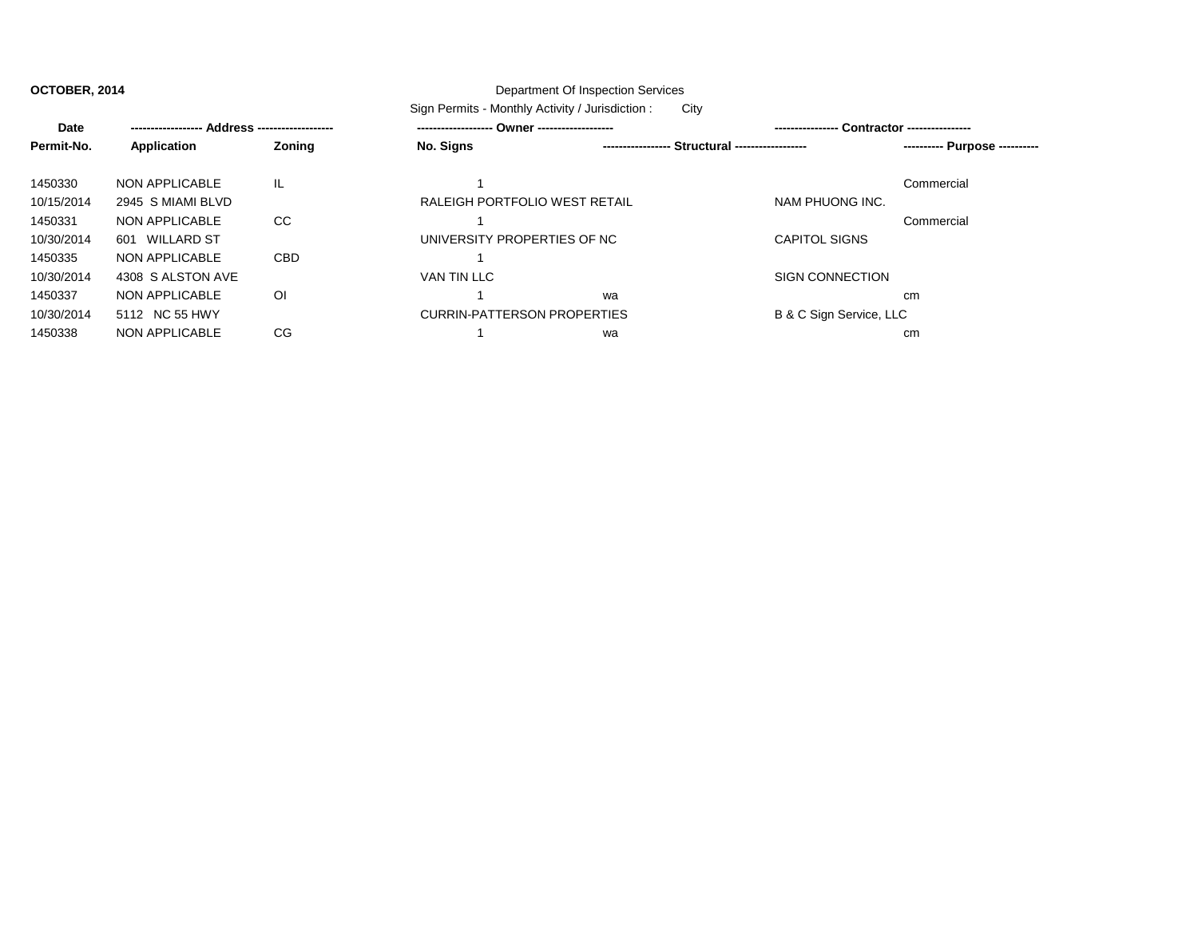**OCTOBER, 2014**

Department Of Inspection Services

Sign Permits - Monthly Activity / Jurisdiction : City

| Date | ------------------ Address ------------------- | | ------------------- Owner ------------------- | | ---------------- Contractor ---------------- | |
|---|---|---|---|---|---|---|
| Permit-No. | Application | Zoning | No. Signs | ----------------- Structural ------------------ | | ---------- Purpose ---------- |
| 1450330 | NON APPLICABLE | IL | 1 | | | Commercial |
| 10/15/2014 | 2945 S MIAMI BLVD | | RALEIGH PORTFOLIO WEST RETAIL | | NAM PHUONG INC. | |
| 1450331 | NON APPLICABLE | CC | 1 | | | Commercial |
| 10/30/2014 | 601 WILLARD ST | | UNIVERSITY PROPERTIES OF NC | | CAPITOL SIGNS | |
| 1450335 | NON APPLICABLE | CBD | 1 | | | |
| 10/30/2014 | 4308 S ALSTON AVE | | VAN TIN LLC | | SIGN CONNECTION | |
| 1450337 | NON APPLICABLE | OI | 1 | wa | | cm |
| 10/30/2014 | 5112 NC 55 HWY | | CURRIN-PATTERSON PROPERTIES | | B & C Sign Service, LLC | |
| 1450338 | NON APPLICABLE | CG | 1 | wa | | cm |